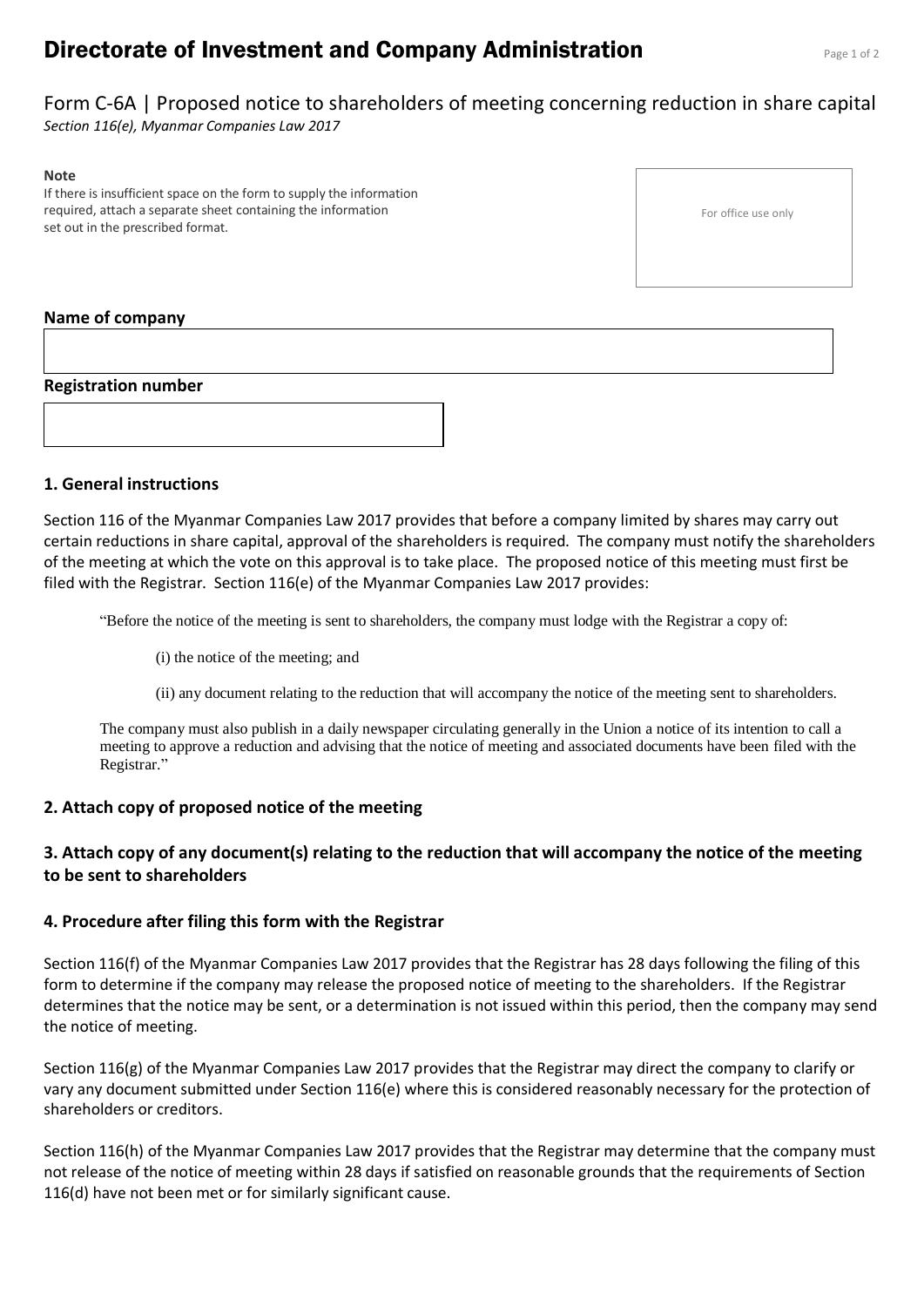# Directorate of Investment and Company Administration

## Form C-6A | Proposed notice to shareholders of meeting concerning reduction in share capital

*Section 116(e), Myanmar Companies Law 2017*

**Note**
If there is insufficient space on the form to supply the information required, attach a separate sheet containing the information set out in the prescribed format.

For office use only

**Name of company**

**Registration number**

### 1. General instructions

Section 116 of the Myanmar Companies Law 2017 provides that before a company limited by shares may carry out certain reductions in share capital, approval of the shareholders is required. The company must notify the shareholders of the meeting at which the vote on this approval is to take place. The proposed notice of this meeting must first be filed with the Registrar. Section 116(e) of the Myanmar Companies Law 2017 provides:

> "Before the notice of the meeting is sent to shareholders, the company must lodge with the Registrar a copy of:
>
> (i) the notice of the meeting; and
>
> (ii) any document relating to the reduction that will accompany the notice of the meeting sent to shareholders.
>
> The company must also publish in a daily newspaper circulating generally in the Union a notice of its intention to call a meeting to approve a reduction and advising that the notice of meeting and associated documents have been filed with the Registrar."

### 2. Attach copy of proposed notice of the meeting

### 3. Attach copy of any document(s) relating to the reduction that will accompany the notice of the meeting to be sent to shareholders

### 4. Procedure after filing this form with the Registrar

Section 116(f) of the Myanmar Companies Law 2017 provides that the Registrar has 28 days following the filing of this form to determine if the company may release the proposed notice of meeting to the shareholders. If the Registrar determines that the notice may be sent, or a determination is not issued within this period, then the company may send the notice of meeting.

Section 116(g) of the Myanmar Companies Law 2017 provides that the Registrar may direct the company to clarify or vary any document submitted under Section 116(e) where this is considered reasonably necessary for the protection of shareholders or creditors.

Section 116(h) of the Myanmar Companies Law 2017 provides that the Registrar may determine that the company must not release of the notice of meeting within 28 days if satisfied on reasonable grounds that the requirements of Section 116(d) have not been met or for similarly significant cause.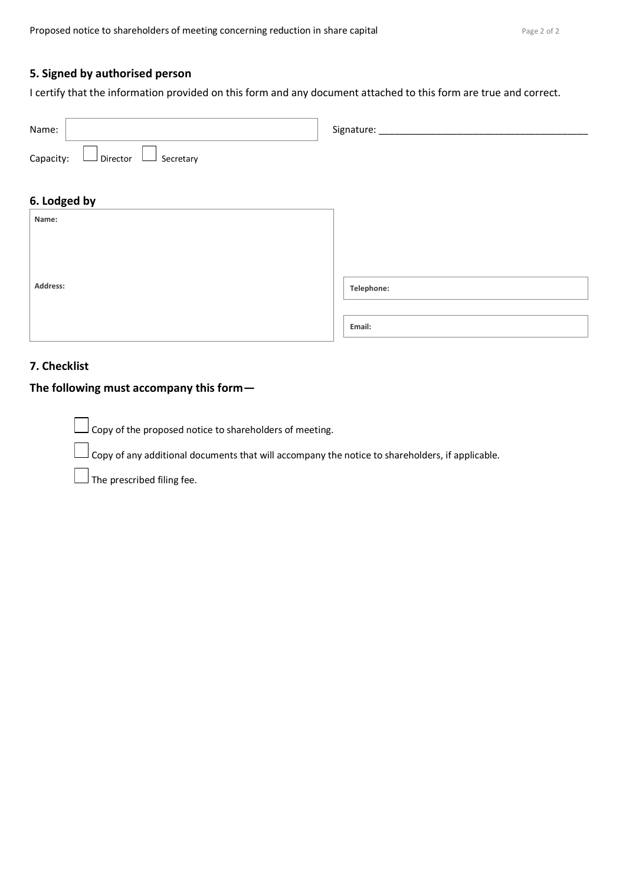## 5. Signed by authorised person

I certify that the information provided on this form and any document attached to this form are true and correct.

Name: 　　　　　　　　　　Signature: ______________________________________

Capacity: ☐ Director ☐ Secretary

## 6. Lodged by

**Name:**

**Address:**

**Telephone:**

**Email:**

## 7. Checklist

### The following must accompany this form—

- ☐ Copy of the proposed notice to shareholders of meeting.
- ☐ Copy of any additional documents that will accompany the notice to shareholders, if applicable.
- ☐ The prescribed filing fee.